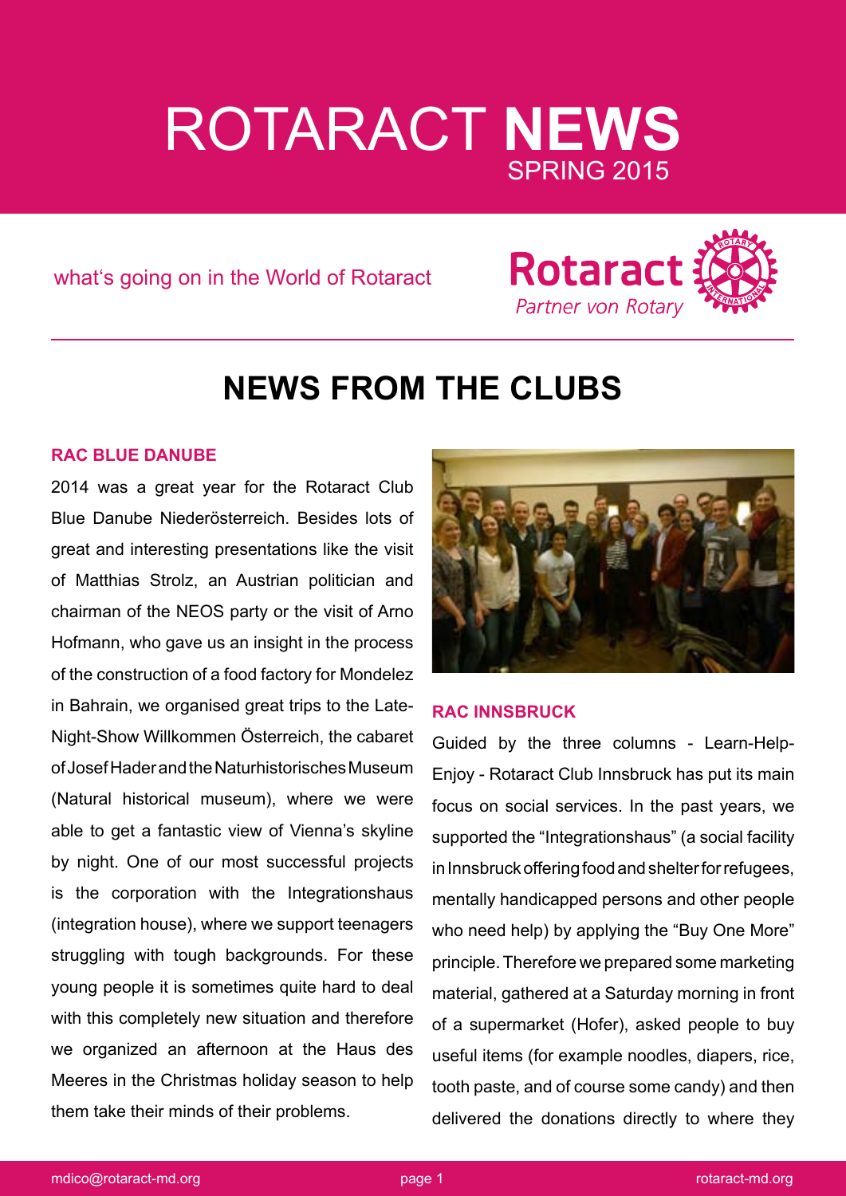# ROTARACT **NEWS**

SPRING 2015

what's going on in the World of Rotaract

Rotaract
*Partner von Rotary*

## NEWS FROM THE CLUBS

### RAC BLUE DANUBE

2014 was a great year for the Rotaract Club Blue Danube Niederösterreich. Besides lots of great and interesting presentations like the visit of Matthias Strolz, an Austrian politician and chairman of the NEOS party or the visit of Arno Hofmann, who gave us an insight in the process of the construction of a food factory for Mondelez in Bahrain, we organised great trips to the Late-Night-Show Willkommen Österreich, the cabaret of Josef Hader and the Naturhistorisches Museum (Natural historical museum), where we were able to get a fantastic view of Vienna's skyline by night. One of our most successful projects is the corporation with the Integrationshaus (integration house), where we support teenagers struggling with tough backgrounds. For these young people it is sometimes quite hard to deal with this completely new situation and therefore we organized an afternoon at the Haus des Meeres in the Christmas holiday season to help them take their minds of their problems.

### RAC INNSBRUCK

Guided by the three columns - Learn-Help-Enjoy - Rotaract Club Innsbruck has put its main focus on social services. In the past years, we supported the "Integrationshaus" (a social facility in Innsbruck offering food and shelter for refugees, mentally handicapped persons and other people who need help) by applying the "Buy One More" principle. Therefore we prepared some marketing material, gathered at a Saturday morning in front of a supermarket (Hofer), asked people to buy useful items (for example noodles, diapers, rice, tooth paste, and of course some candy) and then delivered the donations directly to where they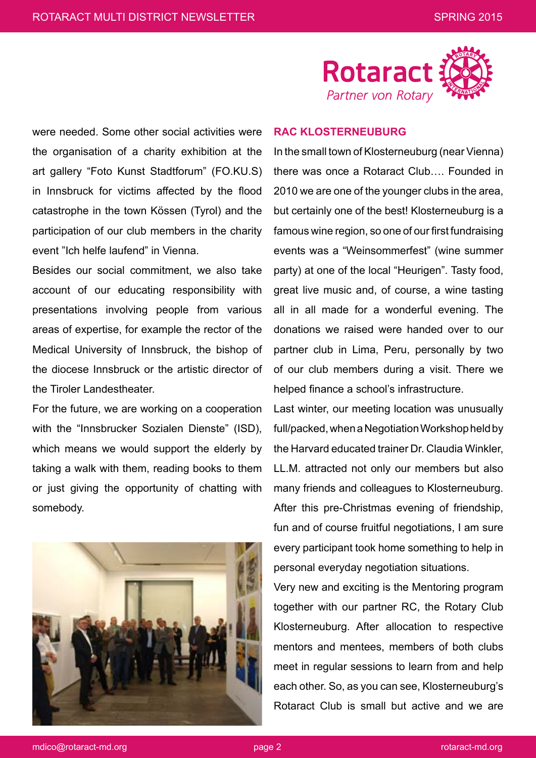were needed. Some other social activities were the organisation of a charity exhibition at the art gallery "Foto Kunst Stadtforum" (FO.KU.S) in Innsbruck for victims affected by the flood catastrophe in the town Kössen (Tyrol) and the participation of our club members in the charity event "Ich helfe laufend" in Vienna.

Besides our social commitment, we also take account of our educating responsibility with presentations involving people from various areas of expertise, for example the rector of the Medical University of Innsbruck, the bishop of the diocese Innsbruck or the artistic director of the Tiroler Landestheater.

For the future, we are working on a cooperation with the "Innsbrucker Sozialen Dienste" (ISD), which means we would support the elderly by taking a walk with them, reading books to them or just giving the opportunity of chatting with somebody.

## RAC KLOSTERNEUBURG

In the small town of Klosterneuburg (near Vienna) there was once a Rotaract Club…. Founded in 2010 we are one of the younger clubs in the area, but certainly one of the best! Klosterneuburg is a famous wine region, so one of our first fundraising events was a "Weinsommerfest" (wine summer party) at one of the local "Heurigen". Tasty food, great live music and, of course, a wine tasting all in all made for a wonderful evening. The donations we raised were handed over to our partner club in Lima, Peru, personally by two of our club members during a visit. There we helped finance a school's infrastructure.

Last winter, our meeting location was unusually full/packed, when a Negotiation Workshop held by the Harvard educated trainer Dr. Claudia Winkler, LL.M. attracted not only our members but also many friends and colleagues to Klosterneuburg. After this pre-Christmas evening of friendship, fun and of course fruitful negotiations, I am sure every participant took home something to help in personal everyday negotiation situations.

Very new and exciting is the Mentoring program together with our partner RC, the Rotary Club Klosterneuburg. After allocation to respective mentors and mentees, members of both clubs meet in regular sessions to learn from and help each other. So, as you can see, Klosterneuburg's Rotaract Club is small but active and we are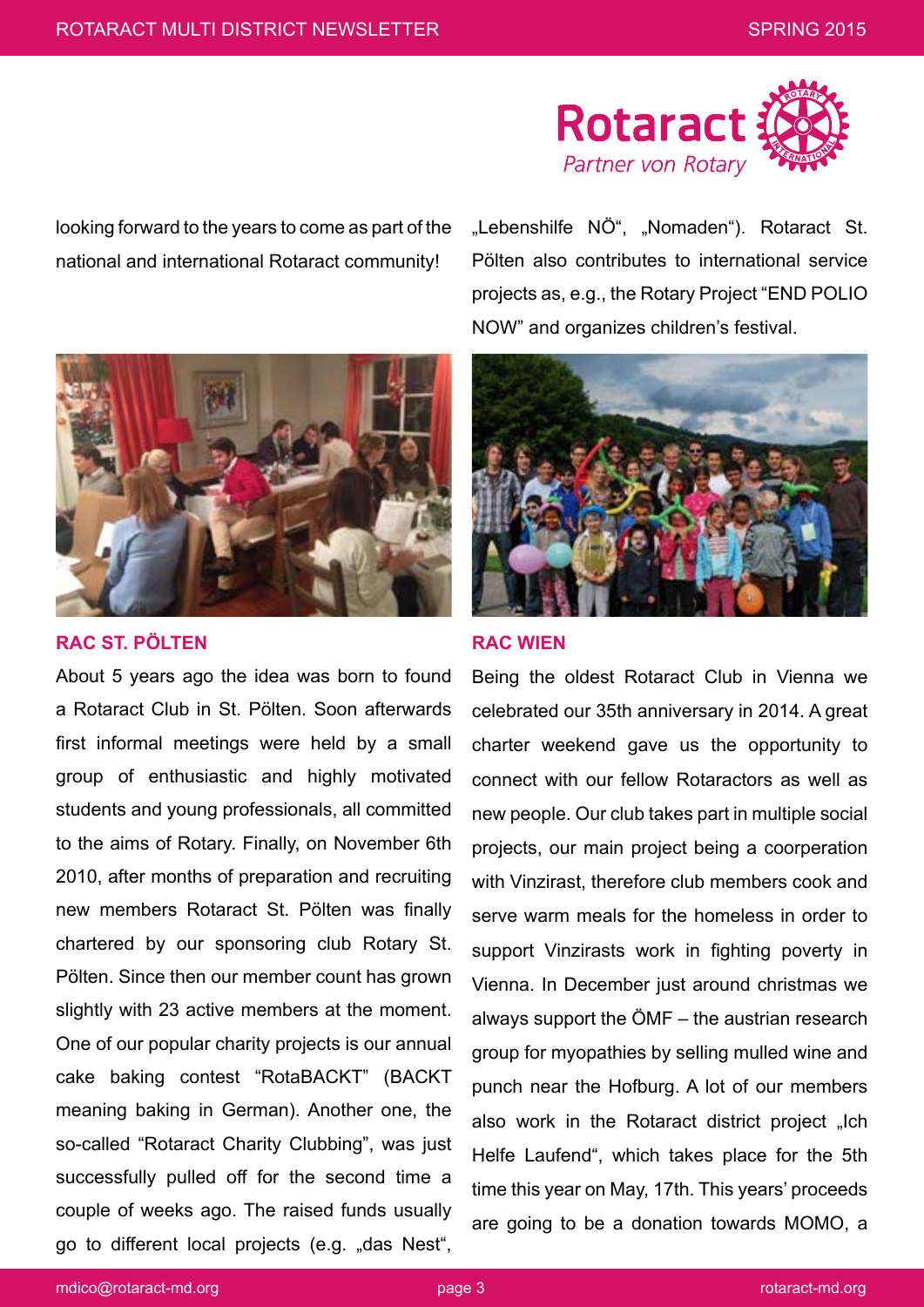looking forward to the years to come as part of the national and international Rotaract community!

„Lebenshilfe NÖ", „Nomaden"). Rotaract St. Pölten also contributes to international service projects as, e.g., the Rotary Project "END POLIO NOW" and organizes children's festival.

## RAC ST. PÖLTEN

About 5 years ago the idea was born to found a Rotaract Club in St. Pölten. Soon afterwards first informal meetings were held by a small group of enthusiastic and highly motivated students and young professionals, all committed to the aims of Rotary. Finally, on November 6th 2010, after months of preparation and recruiting new members Rotaract St. Pölten was finally chartered by our sponsoring club Rotary St. Pölten. Since then our member count has grown slightly with 23 active members at the moment. One of our popular charity projects is our annual cake baking contest "RotaBACKT" (BACKT meaning baking in German). Another one, the so-called "Rotaract Charity Clubbing", was just successfully pulled off for the second time a couple of weeks ago. The raised funds usually go to different local projects (e.g. „das Nest",

## RAC WIEN

Being the oldest Rotaract Club in Vienna we celebrated our 35th anniversary in 2014. A great charter weekend gave us the opportunity to connect with our fellow Rotaractors as well as new people. Our club takes part in multiple social projects, our main project being a coorperation with Vinzirast, therefore club members cook and serve warm meals for the homeless in order to support Vinzirasts work in fighting poverty in Vienna. In December just around christmas we always support the ÖMF – the austrian research group for myopathies by selling mulled wine and punch near the Hofburg. A lot of our members also work in the Rotaract district project „Ich Helfe Laufend", which takes place for the 5th time this year on May, 17th. This years' proceeds are going to be a donation towards MOMO, a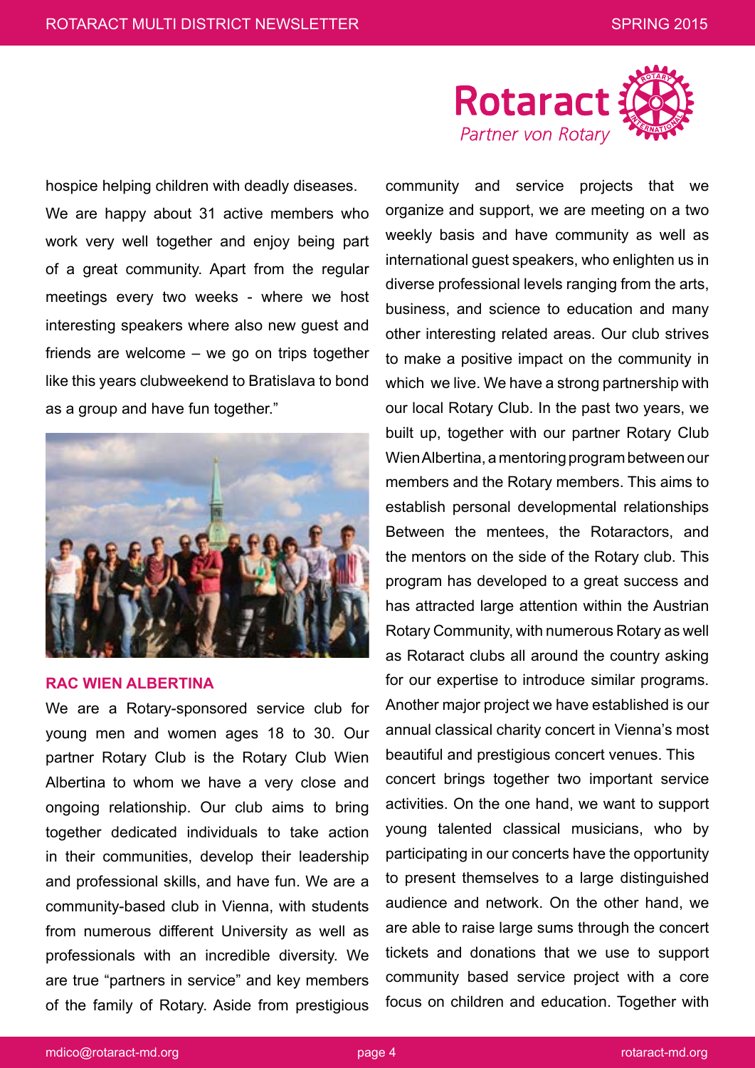hospice helping children with deadly diseases.

We are happy about 31 active members who work very well together and enjoy being part of a great community. Apart from the regular meetings every two weeks - where we host interesting speakers where also new guest and friends are welcome – we go on trips together like this years clubweekend to Bratislava to bond as a group and have fun together."

### RAC WIEN ALBERTINA

We are a Rotary-sponsored service club for young men and women ages 18 to 30. Our partner Rotary Club is the Rotary Club Wien Albertina to whom we have a very close and ongoing relationship. Our club aims to bring together dedicated individuals to take action in their communities, develop their leadership and professional skills, and have fun. We are a community-based club in Vienna, with students from numerous different University as well as professionals with an incredible diversity. We are true "partners in service" and key members of the family of Rotary. Aside from prestigious community and service projects that we organize and support, we are meeting on a two weekly basis and have community as well as international guest speakers, who enlighten us in diverse professional levels ranging from the arts, business, and science to education and many other interesting related areas. Our club strives to make a positive impact on the community in which we live. We have a strong partnership with our local Rotary Club. In the past two years, we built up, together with our partner Rotary Club Wien Albertina, a mentoring program between our members and the Rotary members. This aims to establish personal developmental relationships Between the mentees, the Rotaractors, and the mentors on the side of the Rotary club. This program has developed to a great success and has attracted large attention within the Austrian Rotary Community, with numerous Rotary as well as Rotaract clubs all around the country asking for our expertise to introduce similar programs. Another major project we have established is our annual classical charity concert in Vienna's most beautiful and prestigious concert venues. This concert brings together two important service activities. On the one hand, we want to support young talented classical musicians, who by participating in our concerts have the opportunity to present themselves to a large distinguished audience and network. On the other hand, we are able to raise large sums through the concert tickets and donations that we use to support community based service project with a core focus on children and education. Together with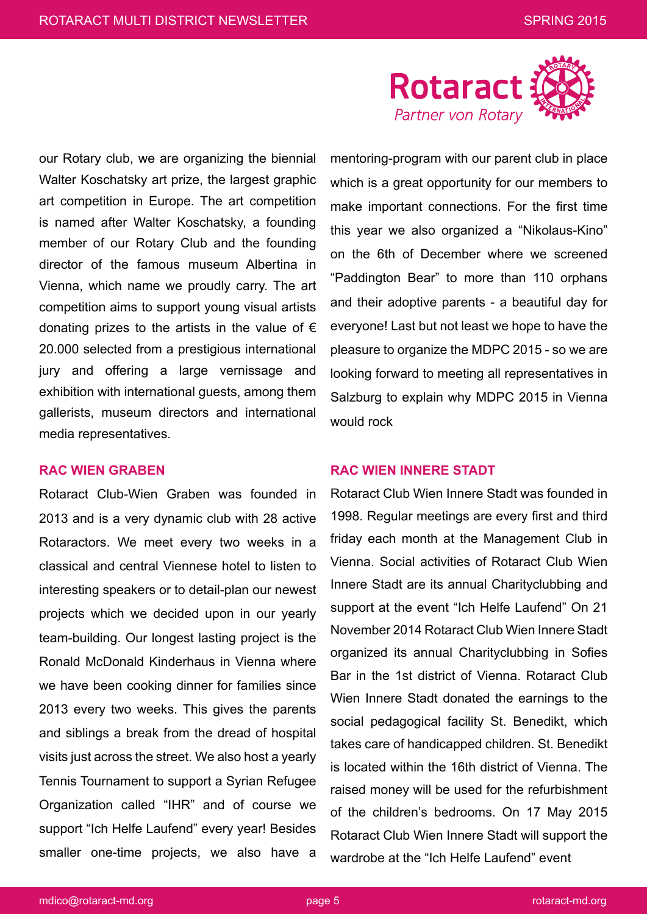our Rotary club, we are organizing the biennial Walter Koschatsky art prize, the largest graphic art competition in Europe. The art competition is named after Walter Koschatsky, a founding member of our Rotary Club and the founding director of the famous museum Albertina in Vienna, which name we proudly carry. The art competition aims to support young visual artists donating prizes to the artists in the value of € 20.000 selected from a prestigious international jury and offering a large vernissage and exhibition with international guests, among them gallerists, museum directors and international media representatives.

### RAC WIEN GRABEN

Rotaract Club-Wien Graben was founded in 2013 and is a very dynamic club with 28 active Rotaractors. We meet every two weeks in a classical and central Viennese hotel to listen to interesting speakers or to detail-plan our newest projects which we decided upon in our yearly team-building. Our longest lasting project is the Ronald McDonald Kinderhaus in Vienna where we have been cooking dinner for families since 2013 every two weeks. This gives the parents and siblings a break from the dread of hospital visits just across the street. We also host a yearly Tennis Tournament to support a Syrian Refugee Organization called "IHR" and of course we support "Ich Helfe Laufend" every year! Besides smaller one-time projects, we also have a mentoring-program with our parent club in place which is a great opportunity for our members to make important connections. For the first time this year we also organized a "Nikolaus-Kino" on the 6th of December where we screened "Paddington Bear" to more than 110 orphans and their adoptive parents - a beautiful day for everyone! Last but not least we hope to have the pleasure to organize the MDPC 2015 - so we are looking forward to meeting all representatives in Salzburg to explain why MDPC 2015 in Vienna would rock

### RAC WIEN INNERE STADT

Rotaract Club Wien Innere Stadt was founded in 1998. Regular meetings are every first and third friday each month at the Management Club in Vienna. Social activities of Rotaract Club Wien Innere Stadt are its annual Charityclubbing and support at the event "Ich Helfe Laufend" On 21 November 2014 Rotaract Club Wien Innere Stadt organized its annual Charityclubbing in Sofies Bar in the 1st district of Vienna. Rotaract Club Wien Innere Stadt donated the earnings to the social pedagogical facility St. Benedikt, which takes care of handicapped children. St. Benedikt is located within the 16th district of Vienna. The raised money will be used for the refurbishment of the children's bedrooms. On 17 May 2015 Rotaract Club Wien Innere Stadt will support the wardrobe at the "Ich Helfe Laufend" event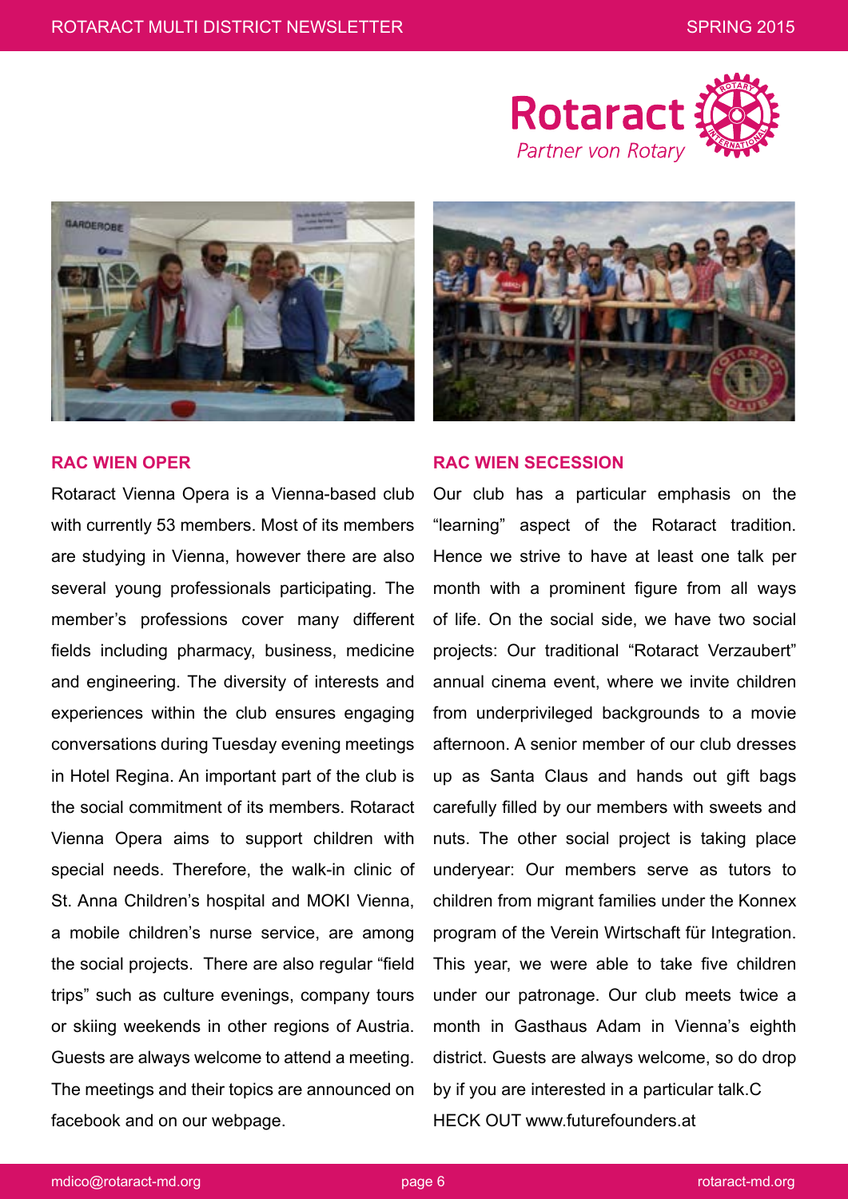## RAC WIEN OPER

Rotaract Vienna Opera is a Vienna-based club with currently 53 members. Most of its members are studying in Vienna, however there are also several young professionals participating. The member's professions cover many different fields including pharmacy, business, medicine and engineering. The diversity of interests and experiences within the club ensures engaging conversations during Tuesday evening meetings in Hotel Regina. An important part of the club is the social commitment of its members. Rotaract Vienna Opera aims to support children with special needs. Therefore, the walk-in clinic of St. Anna Children's hospital and MOKI Vienna, a mobile children's nurse service, are among the social projects. There are also regular "field trips" such as culture evenings, company tours or skiing weekends in other regions of Austria. Guests are always welcome to attend a meeting. The meetings and their topics are announced on facebook and on our webpage.

## RAC WIEN SECESSION

Our club has a particular emphasis on the "learning" aspect of the Rotaract tradition. Hence we strive to have at least one talk per month with a prominent figure from all ways of life. On the social side, we have two social projects: Our traditional "Rotaract Verzaubert" annual cinema event, where we invite children from underprivileged backgrounds to a movie afternoon. A senior member of our club dresses up as Santa Claus and hands out gift bags carefully filled by our members with sweets and nuts. The other social project is taking place underyear: Our members serve as tutors to children from migrant families under the Konnex program of the Verein Wirtschaft für Integration. This year, we were able to take five children under our patronage. Our club meets twice a month in Gasthaus Adam in Vienna's eighth district. Guests are always welcome, so do drop by if you are interested in a particular talk.C

HECK OUT www.futurefounders.at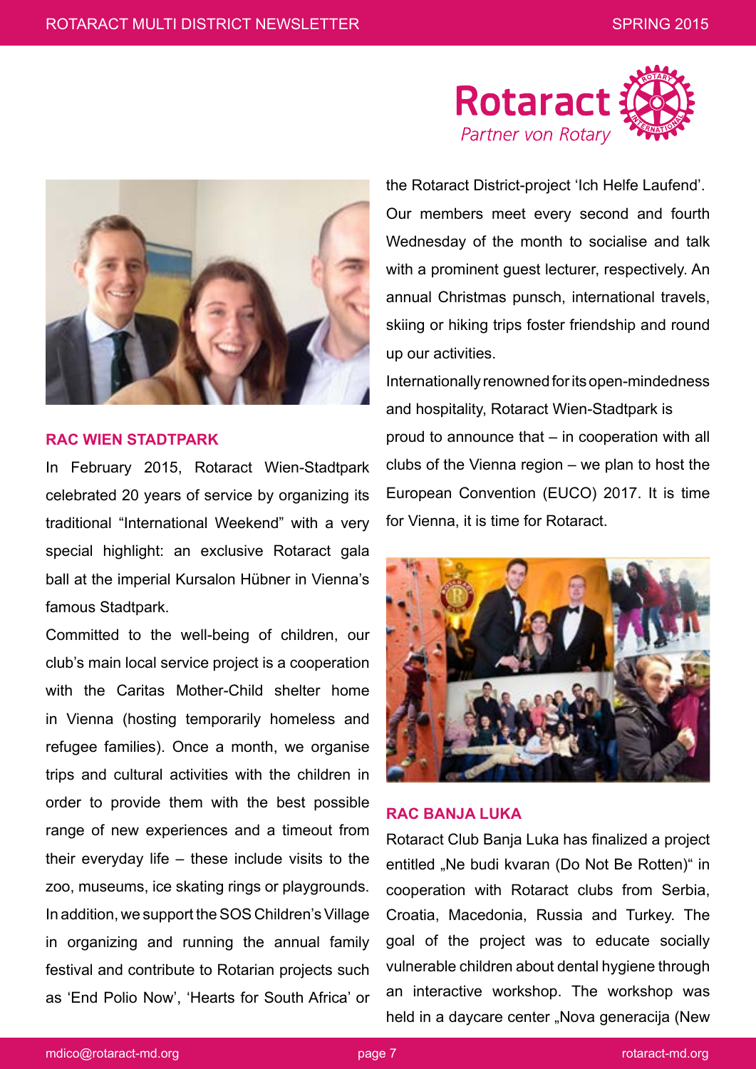## RAC WIEN STADTPARK

In February 2015, Rotaract Wien-Stadtpark celebrated 20 years of service by organizing its traditional "International Weekend" with a very special highlight: an exclusive Rotaract gala ball at the imperial Kursalon Hübner in Vienna's famous Stadtpark.

Committed to the well-being of children, our club's main local service project is a cooperation with the Caritas Mother-Child shelter home in Vienna (hosting temporarily homeless and refugee families). Once a month, we organise trips and cultural activities with the children in order to provide them with the best possible range of new experiences and a timeout from their everyday life – these include visits to the zoo, museums, ice skating rings or playgrounds. In addition, we support the SOS Children's Village in organizing and running the annual family festival and contribute to Rotarian projects such as 'End Polio Now', 'Hearts for South Africa' or the Rotaract District-project 'Ich Helfe Laufend'. Our members meet every second and fourth Wednesday of the month to socialise and talk with a prominent guest lecturer, respectively. An annual Christmas punsch, international travels, skiing or hiking trips foster friendship and round up our activities.

Internationally renowned for its open-mindedness and hospitality, Rotaract Wien-Stadtpark is proud to announce that – in cooperation with all clubs of the Vienna region – we plan to host the European Convention (EUCO) 2017. It is time for Vienna, it is time for Rotaract.

## RAC BANJA LUKA

Rotaract Club Banja Luka has finalized a project entitled „Ne budi kvaran (Do Not Be Rotten)" in cooperation with Rotaract clubs from Serbia, Croatia, Macedonia, Russia and Turkey. The goal of the project was to educate socially vulnerable children about dental hygiene through an interactive workshop. The workshop was held in a daycare center „Nova generacija (New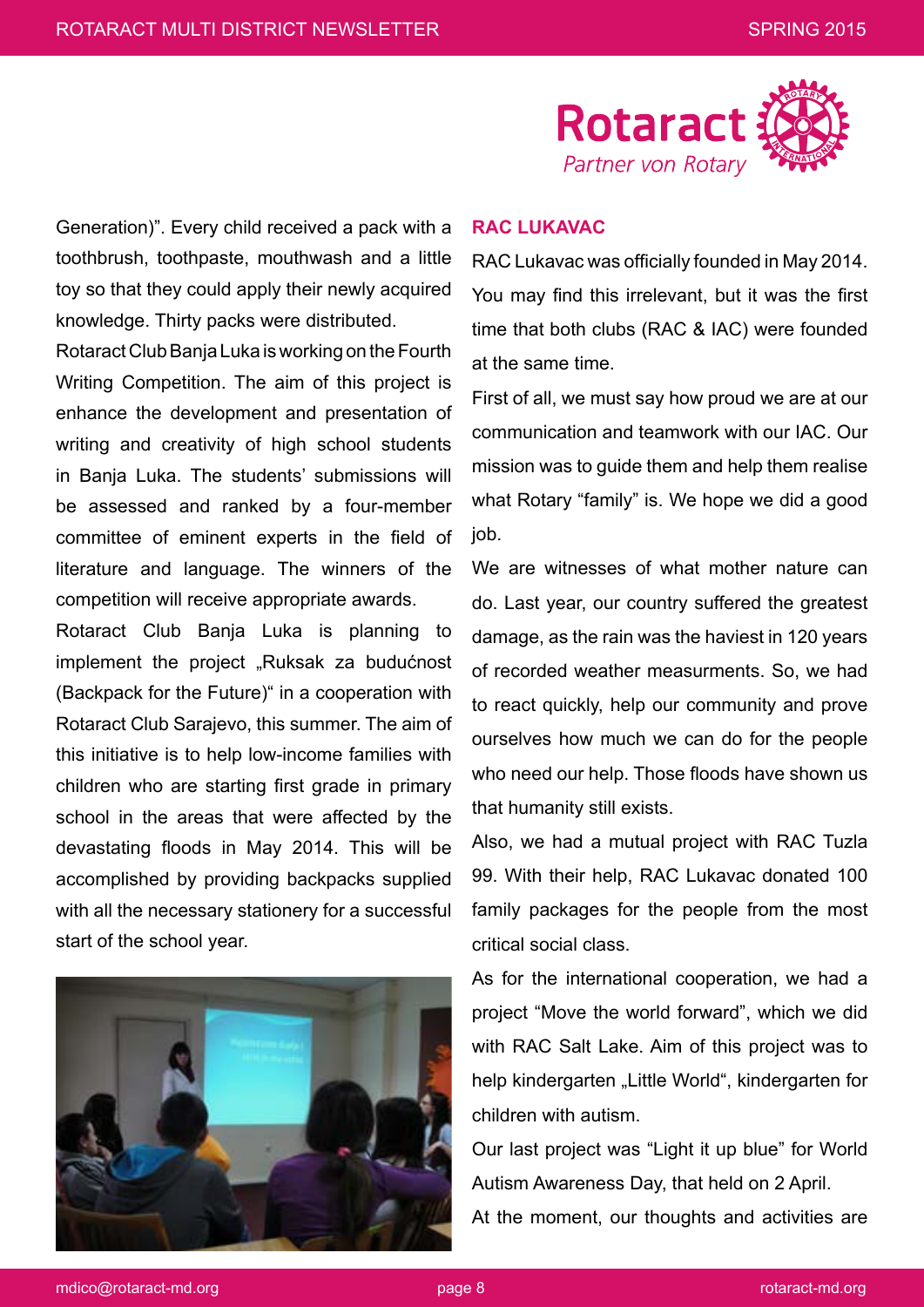Generation)". Every child received a pack with a toothbrush, toothpaste, mouthwash and a little toy so that they could apply their newly acquired knowledge. Thirty packs were distributed.

Rotaract Club Banja Luka is working on the Fourth Writing Competition. The aim of this project is enhance the development and presentation of writing and creativity of high school students in Banja Luka. The students' submissions will be assessed and ranked by a four-member committee of eminent experts in the field of literature and language. The winners of the competition will receive appropriate awards.

Rotaract Club Banja Luka is planning to implement the project „Ruksak za budućnost (Backpack for the Future)" in a cooperation with Rotaract Club Sarajevo, this summer. The aim of this initiative is to help low-income families with children who are starting first grade in primary school in the areas that were affected by the devastating floods in May 2014. This will be accomplished by providing backpacks supplied with all the necessary stationery for a successful start of the school year.

## RAC LUKAVAC

RAC Lukavac was officially founded in May 2014. You may find this irrelevant, but it was the first time that both clubs (RAC & IAC) were founded at the same time.

First of all, we must say how proud we are at our communication and teamwork with our IAC. Our mission was to guide them and help them realise what Rotary "family" is. We hope we did a good job.

We are witnesses of what mother nature can do. Last year, our country suffered the greatest damage, as the rain was the haviest in 120 years of recorded weather measurments. So, we had to react quickly, help our community and prove ourselves how much we can do for the people who need our help. Those floods have shown us that humanity still exists.

Also, we had a mutual project with RAC Tuzla 99. With their help, RAC Lukavac donated 100 family packages for the people from the most critical social class.

As for the international cooperation, we had a project "Move the world forward", which we did with RAC Salt Lake. Aim of this project was to help kindergarten „Little World", kindergarten for children with autism.

Our last project was "Light it up blue" for World Autism Awareness Day, that held on 2 April.

At the moment, our thoughts and activities are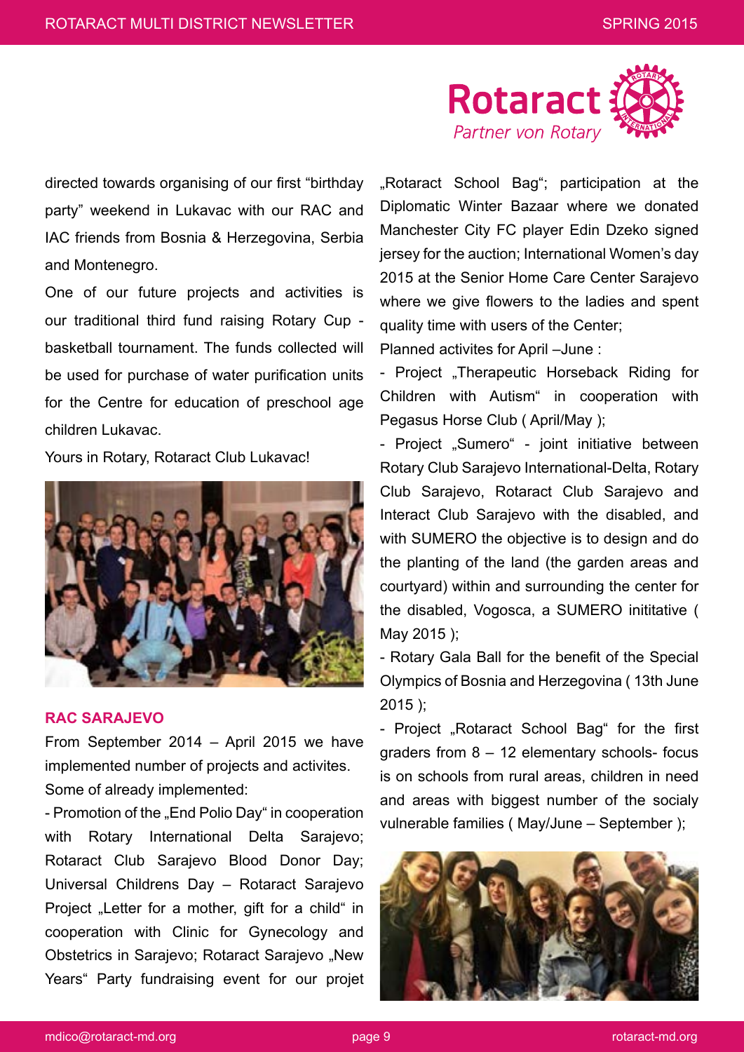directed towards organising of our first “birthday party” weekend in Lukavac with our RAC and IAC friends from Bosnia & Herzegovina, Serbia and Montenegro.

One of our future projects and activities is our traditional third fund raising Rotary Cup - basketball tournament. The funds collected will be used for purchase of water purification units for the Centre for education of preschool age children Lukavac.

Yours in Rotary, Rotaract Club Lukavac!

### RAC SARAJEVO

From September 2014 – April 2015 we have implemented number of projects and activites.

Some of already implemented:

- Promotion of the „End Polio Day“ in cooperation with Rotary International Delta Sarajevo; Rotaract Club Sarajevo Blood Donor Day; Universal Childrens Day – Rotaract Sarajevo Project „Letter for a mother, gift for a child“ in cooperation with Clinic for Gynecology and Obstetrics in Sarajevo; Rotaract Sarajevo „New Years“ Party fundraising event for our projet „Rotaract School Bag“; participation at the Diplomatic Winter Bazaar where we donated Manchester City FC player Edin Dzeko signed jersey for the auction; International Women’s day 2015 at the Senior Home Care Center Sarajevo where we give flowers to the ladies and spent quality time with users of the Center;

Planned activites for April –June :

- Project „Therapeutic Horseback Riding for Children with Autism“ in cooperation with Pegasus Horse Club ( April/May );
- Project „Sumero“ - joint initiative between Rotary Club Sarajevo International-Delta, Rotary Club Sarajevo, Rotaract Club Sarajevo and Interact Club Sarajevo with the disabled, and with SUMERO the objective is to design and do the planting of the land (the garden areas and courtyard) within and surrounding the center for the disabled, Vogosca, a SUMERO inititative ( May 2015 );
- Rotary Gala Ball for the benefit of the Special Olympics of Bosnia and Herzegovina ( 13th June 2015 );
- Project „Rotaract School Bag“ for the first graders from 8 – 12 elementary schools- focus is on schools from rural areas, children in need and areas with biggest number of the socialy vulnerable families ( May/June – September );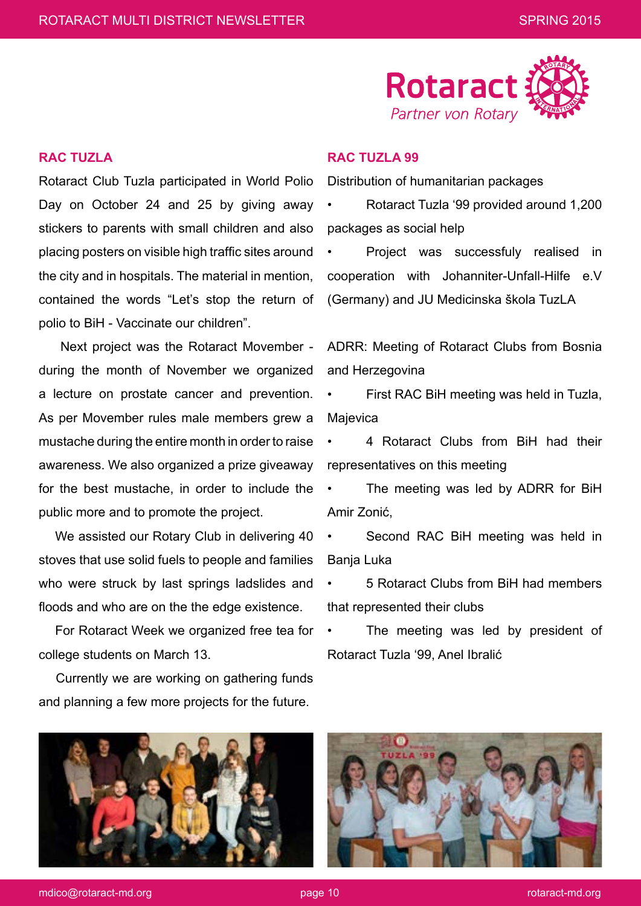## RAC TUZLA

Rotaract Club Tuzla participated in World Polio Day on October 24 and 25 by giving away stickers to parents with small children and also placing posters on visible high traffic sites around the city and in hospitals. The material in mention, contained the words "Let's stop the return of polio to BiH - Vaccinate our children".

Next project was the Rotaract Movember - during the month of November we organized a lecture on prostate cancer and prevention. As per Movember rules male members grew a mustache during the entire month in order to raise awareness. We also organized a prize giveaway for the best mustache, in order to include the public more and to promote the project.

We assisted our Rotary Club in delivering 40 stoves that use solid fuels to people and families who were struck by last springs ladslides and floods and who are on the the edge existence.

For Rotaract Week we organized free tea for college students on March 13.

Currently we are working on gathering funds and planning a few more projects for the future.

## RAC TUZLA 99

Distribution of humanitarian packages

- Rotaract Tuzla '99 provided around 1,200 packages as social help
- Project was successfuly realised in cooperation with Johanniter-Unfall-Hilfe e.V (Germany) and JU Medicinska škola TuzLA

ADRR: Meeting of Rotaract Clubs from Bosnia and Herzegovina

- First RAC BiH meeting was held in Tuzla, Majevica
- 4 Rotaract Clubs from BiH had their representatives on this meeting
- The meeting was led by ADRR for BiH Amir Zonić,
- Second RAC BiH meeting was held in Banja Luka
- 5 Rotaract Clubs from BiH had members that represented their clubs
- The meeting was led by president of Rotaract Tuzla '99, Anel Ibralić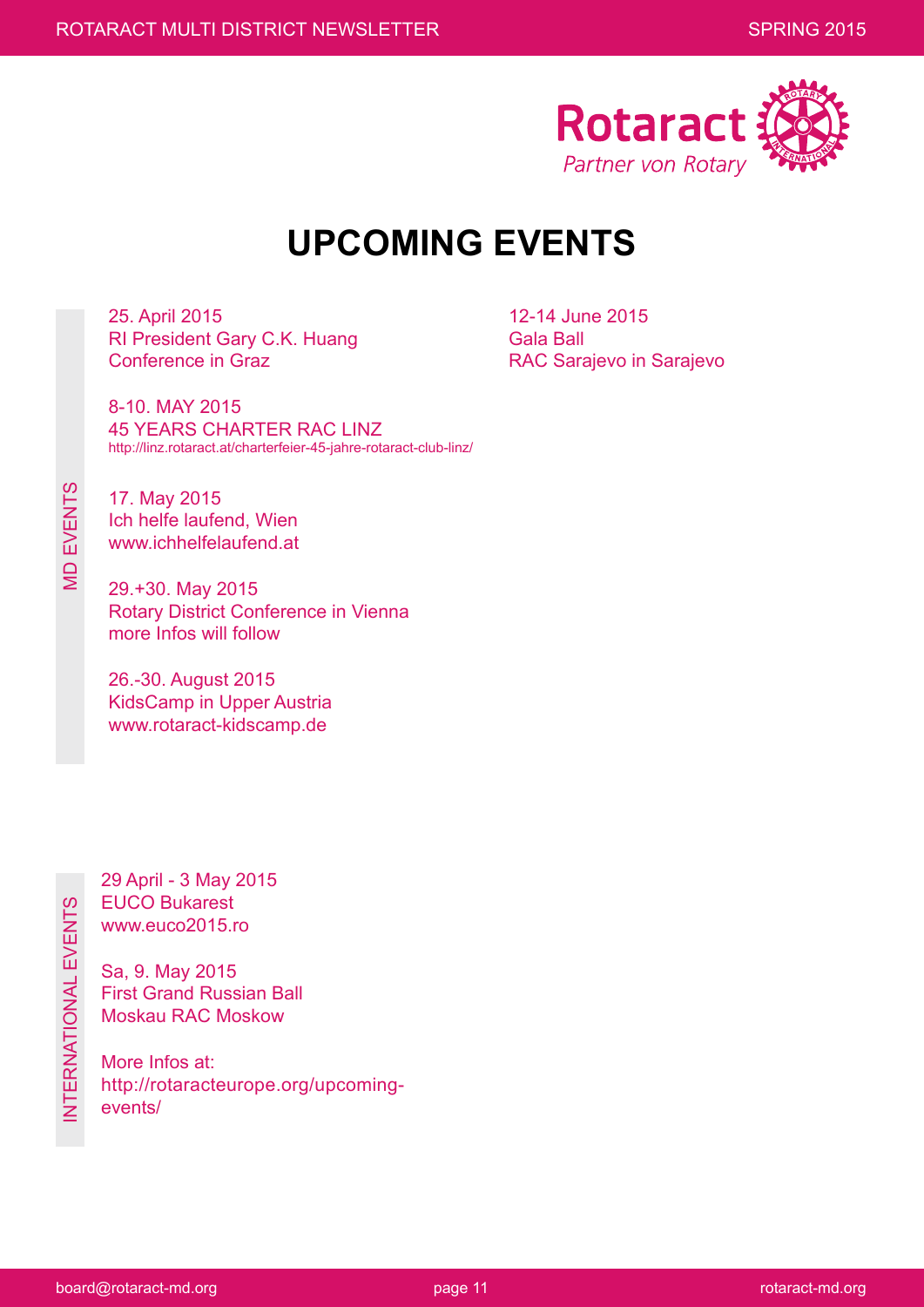# UPCOMING EVENTS

## MD EVENTS

25. April 2015
RI President Gary C.K. Huang
Conference in Graz

8-10. MAY 2015
45 YEARS CHARTER RAC LINZ
http://linz.rotaract.at/charterfeier-45-jahre-rotaract-club-linz/

17. May 2015
Ich helfe laufend, Wien
www.ichhelfelaufend.at

29.+30. May 2015
Rotary District Conference in Vienna
more Infos will follow

26.-30. August 2015
KidsCamp in Upper Austria
www.rotaract-kidscamp.de

12-14 June 2015
Gala Ball
RAC Sarajevo in Sarajevo

## INTERNATIONAL EVENTS

29 April - 3 May 2015
EUCO Bukarest
www.euco2015.ro

Sa, 9. May 2015
First Grand Russian Ball
Moskau RAC Moskow

More Infos at:
http://rotaracteurope.org/upcoming-events/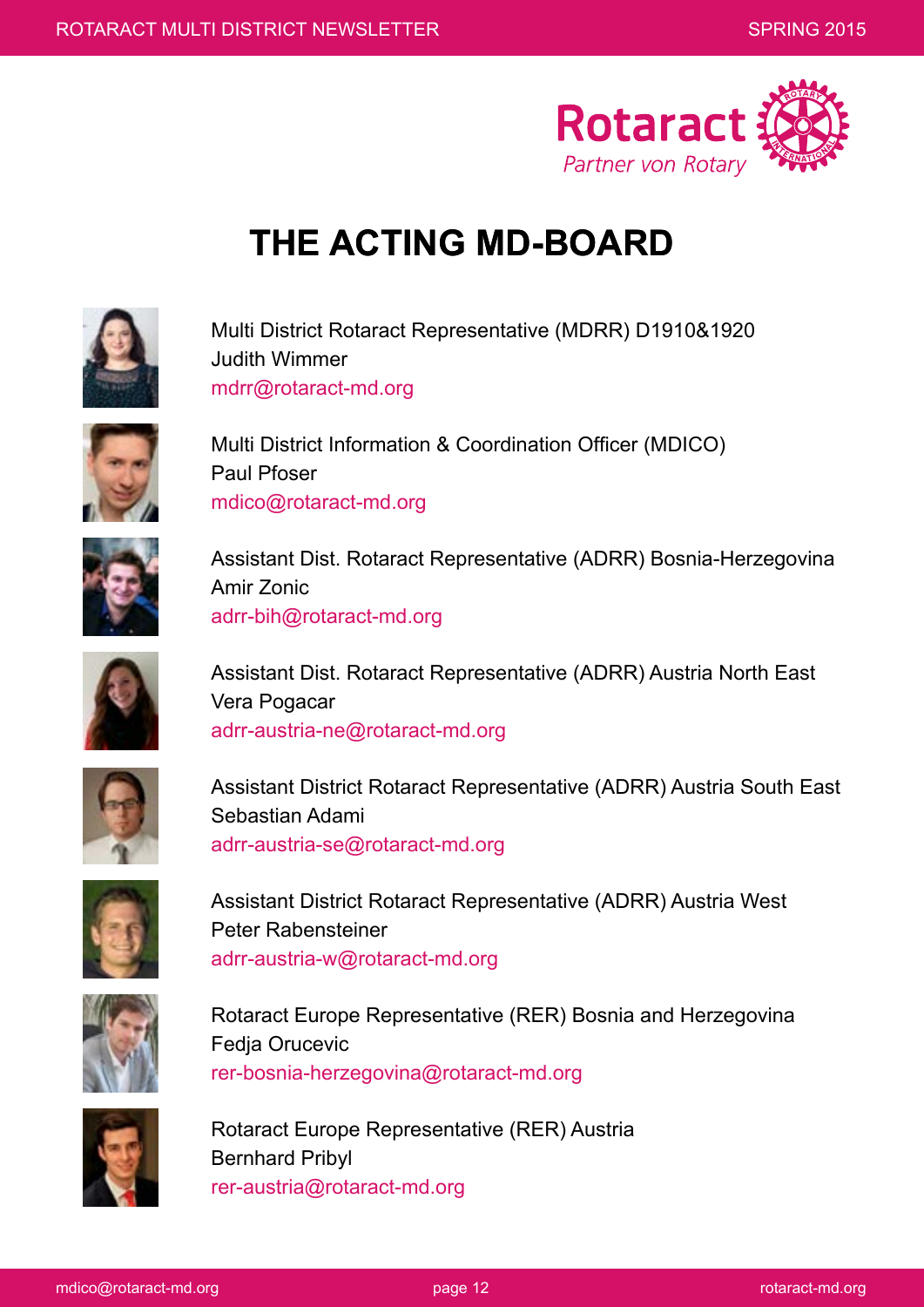# THE ACTING MD-BOARD

Multi District Rotaract Representative (MDRR) D1910&1920
Judith Wimmer
mdrr@rotaract-md.org

Multi District Information & Coordination Officer (MDICO)
Paul Pfoser
mdico@rotaract-md.org

Assistant Dist. Rotaract Representative (ADRR) Bosnia-Herzegovina
Amir Zonic
adrr-bih@rotaract-md.org

Assistant Dist. Rotaract Representative (ADRR) Austria North East
Vera Pogacar
adrr-austria-ne@rotaract-md.org

Assistant District Rotaract Representative (ADRR) Austria South East
Sebastian Adami
adrr-austria-se@rotaract-md.org

Assistant District Rotaract Representative (ADRR) Austria West
Peter Rabensteiner
adrr-austria-w@rotaract-md.org

Rotaract Europe Representative (RER) Bosnia and Herzegovina
Fedja Orucevic
rer-bosnia-herzegovina@rotaract-md.org

Rotaract Europe Representative (RER) Austria
Bernhard Pribyl
rer-austria@rotaract-md.org